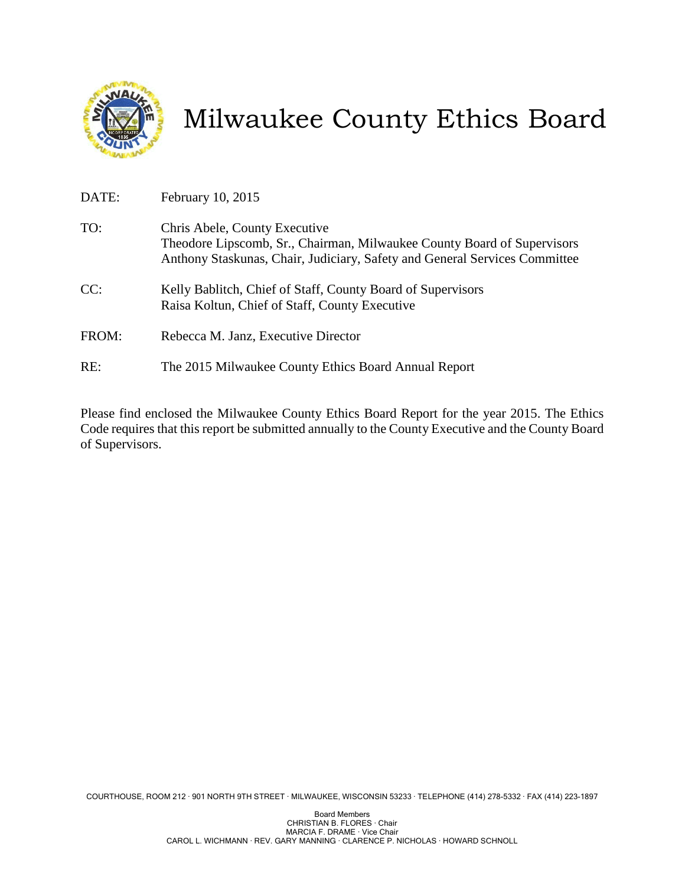# Milwaukee County Ethics Board

DATE: February 10, 2015

TO: Chris Abele, County Executive
Theodore Lipscomb, Sr., Chairman, Milwaukee County Board of Supervisors
Anthony Staskunas, Chair, Judiciary, Safety and General Services Committee

CC: Kelly Bablitch, Chief of Staff, County Board of Supervisors
Raisa Koltun, Chief of Staff, County Executive

FROM: Rebecca M. Janz, Executive Director

RE: The 2015 Milwaukee County Ethics Board Annual Report

Please find enclosed the Milwaukee County Ethics Board Report for the year 2015. The Ethics Code requires that this report be submitted annually to the County Executive and the County Board of Supervisors.

COURTHOUSE, ROOM 212 · 901 NORTH 9TH STREET · MILWAUKEE, WISCONSIN 53233 · TELEPHONE (414) 278-5332 · FAX (414) 223-1897

Board Members
CHRISTIAN B. FLORES · Chair
MARCIA F. DRAME · Vice Chair
CAROL L. WICHMANN · REV. GARY MANNING · CLARENCE P. NICHOLAS · HOWARD SCHNOLL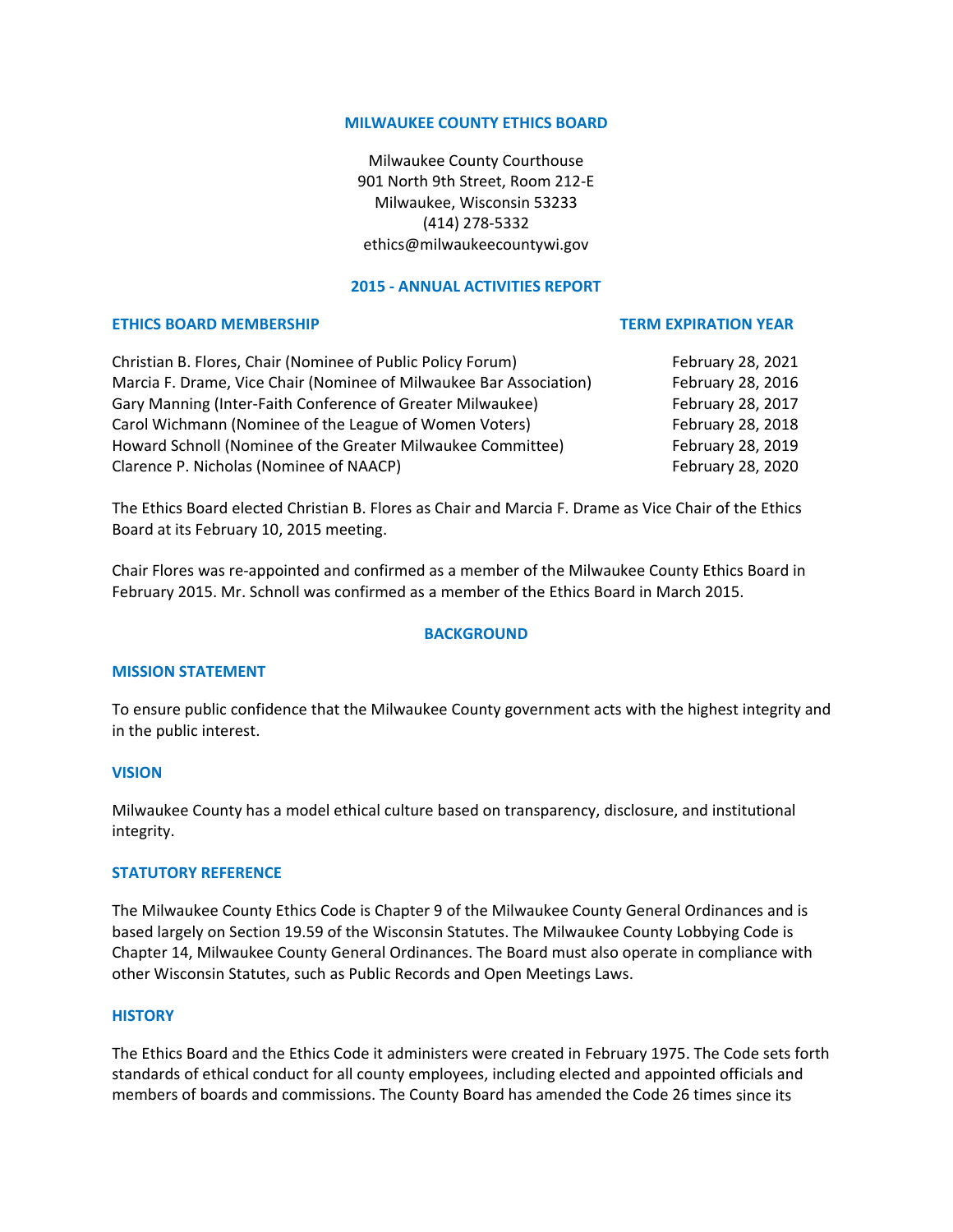**MILWAUKEE COUNTY ETHICS BOARD**

Milwaukee County Courthouse
901 North 9th Street, Room 212-E
Milwaukee, Wisconsin 53233
(414) 278-5332
ethics@milwaukeecountywi.gov

## 2015 - ANNUAL ACTIVITIES REPORT

| ETHICS BOARD MEMBERSHIP | TERM EXPIRATION YEAR |
|---|---|
| Christian B. Flores, Chair (Nominee of Public Policy Forum) | February 28, 2021 |
| Marcia F. Drame, Vice Chair (Nominee of Milwaukee Bar Association) | February 28, 2016 |
| Gary Manning (Inter-Faith Conference of Greater Milwaukee) | February 28, 2017 |
| Carol Wichmann (Nominee of the League of Women Voters) | February 28, 2018 |
| Howard Schnoll (Nominee of the Greater Milwaukee Committee) | February 28, 2019 |
| Clarence P. Nicholas (Nominee of NAACP) | February 28, 2020 |

The Ethics Board elected Christian B. Flores as Chair and Marcia F. Drame as Vice Chair of the Ethics Board at its February 10, 2015 meeting.

Chair Flores was re-appointed and confirmed as a member of the Milwaukee County Ethics Board in February 2015. Mr. Schnoll was confirmed as a member of the Ethics Board in March 2015.

## BACKGROUND

### MISSION STATEMENT

To ensure public confidence that the Milwaukee County government acts with the highest integrity and in the public interest.

### VISION

Milwaukee County has a model ethical culture based on transparency, disclosure, and institutional integrity.

### STATUTORY REFERENCE

The Milwaukee County Ethics Code is Chapter 9 of the Milwaukee County General Ordinances and is based largely on Section 19.59 of the Wisconsin Statutes. The Milwaukee County Lobbying Code is Chapter 14, Milwaukee County General Ordinances. The Board must also operate in compliance with other Wisconsin Statutes, such as Public Records and Open Meetings Laws.

### HISTORY

The Ethics Board and the Ethics Code it administers were created in February 1975. The Code sets forth standards of ethical conduct for all county employees, including elected and appointed officials and members of boards and commissions. The County Board has amended the Code 26 times since its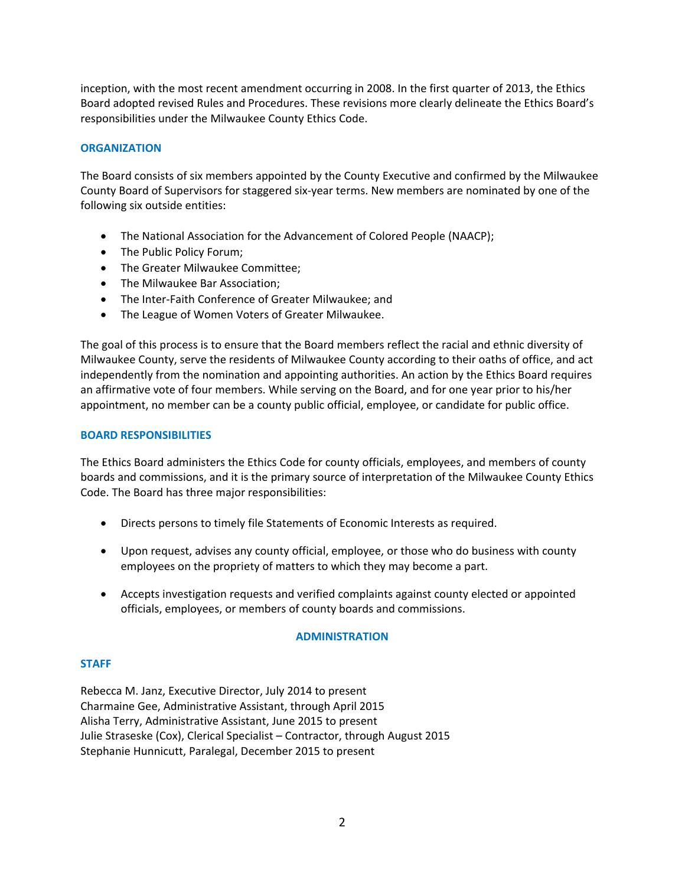inception, with the most recent amendment occurring in 2008. In the first quarter of 2013, the Ethics Board adopted revised Rules and Procedures. These revisions more clearly delineate the Ethics Board's responsibilities under the Milwaukee County Ethics Code.

### ORGANIZATION

The Board consists of six members appointed by the County Executive and confirmed by the Milwaukee County Board of Supervisors for staggered six-year terms. New members are nominated by one of the following six outside entities:

- The National Association for the Advancement of Colored People (NAACP);
- The Public Policy Forum;
- The Greater Milwaukee Committee;
- The Milwaukee Bar Association;
- The Inter-Faith Conference of Greater Milwaukee; and
- The League of Women Voters of Greater Milwaukee.

The goal of this process is to ensure that the Board members reflect the racial and ethnic diversity of Milwaukee County, serve the residents of Milwaukee County according to their oaths of office, and act independently from the nomination and appointing authorities. An action by the Ethics Board requires an affirmative vote of four members. While serving on the Board, and for one year prior to his/her appointment, no member can be a county public official, employee, or candidate for public office.

### BOARD RESPONSIBILITIES

The Ethics Board administers the Ethics Code for county officials, employees, and members of county boards and commissions, and it is the primary source of interpretation of the Milwaukee County Ethics Code. The Board has three major responsibilities:

- Directs persons to timely file Statements of Economic Interests as required.
- Upon request, advises any county official, employee, or those who do business with county employees on the propriety of matters to which they may become a part.
- Accepts investigation requests and verified complaints against county elected or appointed officials, employees, or members of county boards and commissions.

## ADMINISTRATION

### STAFF

Rebecca M. Janz, Executive Director, July 2014 to present
Charmaine Gee, Administrative Assistant, through April 2015
Alisha Terry, Administrative Assistant, June 2015 to present
Julie Straseske (Cox), Clerical Specialist – Contractor, through August 2015
Stephanie Hunnicutt, Paralegal, December 2015 to present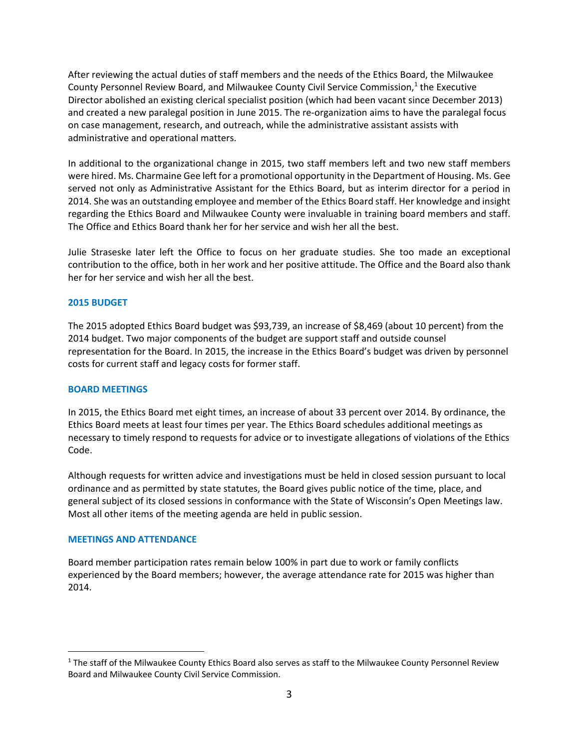After reviewing the actual duties of staff members and the needs of the Ethics Board, the Milwaukee County Personnel Review Board, and Milwaukee County Civil Service Commission,[1] the Executive Director abolished an existing clerical specialist position (which had been vacant since December 2013) and created a new paralegal position in June 2015. The re-organization aims to have the paralegal focus on case management, research, and outreach, while the administrative assistant assists with administrative and operational matters.

In additional to the organizational change in 2015, two staff members left and two new staff members were hired. Ms. Charmaine Gee left for a promotional opportunity in the Department of Housing. Ms. Gee served not only as Administrative Assistant for the Ethics Board, but as interim director for a period in 2014. She was an outstanding employee and member of the Ethics Board staff. Her knowledge and insight regarding the Ethics Board and Milwaukee County were invaluable in training board members and staff. The Office and Ethics Board thank her for her service and wish her all the best.

Julie Straseske later left the Office to focus on her graduate studies. She too made an exceptional contribution to the office, both in her work and her positive attitude. The Office and the Board also thank her for her service and wish her all the best.

## 2015 BUDGET

The 2015 adopted Ethics Board budget was $93,739, an increase of $8,469 (about 10 percent) from the 2014 budget. Two major components of the budget are support staff and outside counsel representation for the Board. In 2015, the increase in the Ethics Board's budget was driven by personnel costs for current staff and legacy costs for former staff.

## BOARD MEETINGS

In 2015, the Ethics Board met eight times, an increase of about 33 percent over 2014. By ordinance, the Ethics Board meets at least four times per year. The Ethics Board schedules additional meetings as necessary to timely respond to requests for advice or to investigate allegations of violations of the Ethics Code.

Although requests for written advice and investigations must be held in closed session pursuant to local ordinance and as permitted by state statutes, the Board gives public notice of the time, place, and general subject of its closed sessions in conformance with the State of Wisconsin's Open Meetings law. Most all other items of the meeting agenda are held in public session.

## MEETINGS AND ATTENDANCE

Board member participation rates remain below 100% in part due to work or family conflicts experienced by the Board members; however, the average attendance rate for 2015 was higher than 2014.

---

[1] The staff of the Milwaukee County Ethics Board also serves as staff to the Milwaukee County Personnel Review Board and Milwaukee County Civil Service Commission.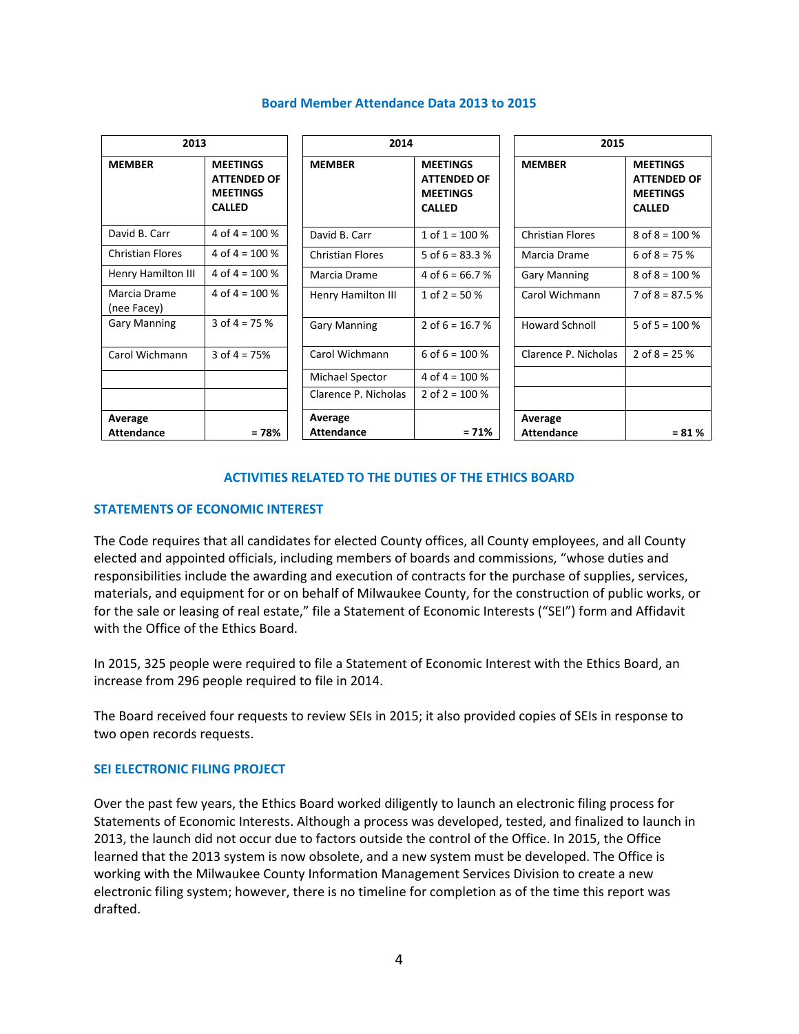## Board Member Attendance Data 2013 to 2015

| 2013 | |
|---|---|
| MEMBER | MEETINGS ATTENDED OF MEETINGS CALLED |
| David B. Carr | 4 of 4 = 100 % |
| Christian Flores | 4 of 4 = 100 % |
| Henry Hamilton III | 4 of 4 = 100 % |
| Marcia Drame (nee Facey) | 4 of 4 = 100 % |
| Gary Manning | 3 of 4 = 75 % |
| Carol Wichmann | 3 of 4 = 75% |
| | |
| | |
| Average Attendance | = 78% |

| 2014 | |
|---|---|
| MEMBER | MEETINGS ATTENDED OF MEETINGS CALLED |
| David B. Carr | 1 of 1 = 100 % |
| Christian Flores | 5 of 6 = 83.3 % |
| Marcia Drame | 4 of 6 = 66.7 % |
| Henry Hamilton III | 1 of 2 = 50 % |
| Gary Manning | 2 of 6 = 16.7 % |
| Carol Wichmann | 6 of 6 = 100 % |
| Michael Spector | 4 of 4 = 100 % |
| Clarence P. Nicholas | 2 of 2 = 100 % |
| Average Attendance | = 71% |

| 2015 | |
|---|---|
| MEMBER | MEETINGS ATTENDED OF MEETINGS CALLED |
| Christian Flores | 8 of 8 = 100 % |
| Marcia Drame | 6 of 8 = 75 % |
| Gary Manning | 8 of 8 = 100 % |
| Carol Wichmann | 7 of 8 = 87.5 % |
| Howard Schnoll | 5 of 5 = 100 % |
| Clarence P. Nicholas | 2 of 8 = 25 % |
| | |
| | |
| Average Attendance | = 81 % |

## ACTIVITIES RELATED TO THE DUTIES OF THE ETHICS BOARD

### STATEMENTS OF ECONOMIC INTEREST

The Code requires that all candidates for elected County offices, all County employees, and all County elected and appointed officials, including members of boards and commissions, "whose duties and responsibilities include the awarding and execution of contracts for the purchase of supplies, services, materials, and equipment for or on behalf of Milwaukee County, for the construction of public works, or for the sale or leasing of real estate," file a Statement of Economic Interests ("SEI") form and Affidavit with the Office of the Ethics Board.

In 2015, 325 people were required to file a Statement of Economic Interest with the Ethics Board, an increase from 296 people required to file in 2014.

The Board received four requests to review SEIs in 2015; it also provided copies of SEIs in response to two open records requests.

### SEI ELECTRONIC FILING PROJECT

Over the past few years, the Ethics Board worked diligently to launch an electronic filing process for Statements of Economic Interests. Although a process was developed, tested, and finalized to launch in 2013, the launch did not occur due to factors outside the control of the Office. In 2015, the Office learned that the 2013 system is now obsolete, and a new system must be developed. The Office is working with the Milwaukee County Information Management Services Division to create a new electronic filing system; however, there is no timeline for completion as of the time this report was drafted.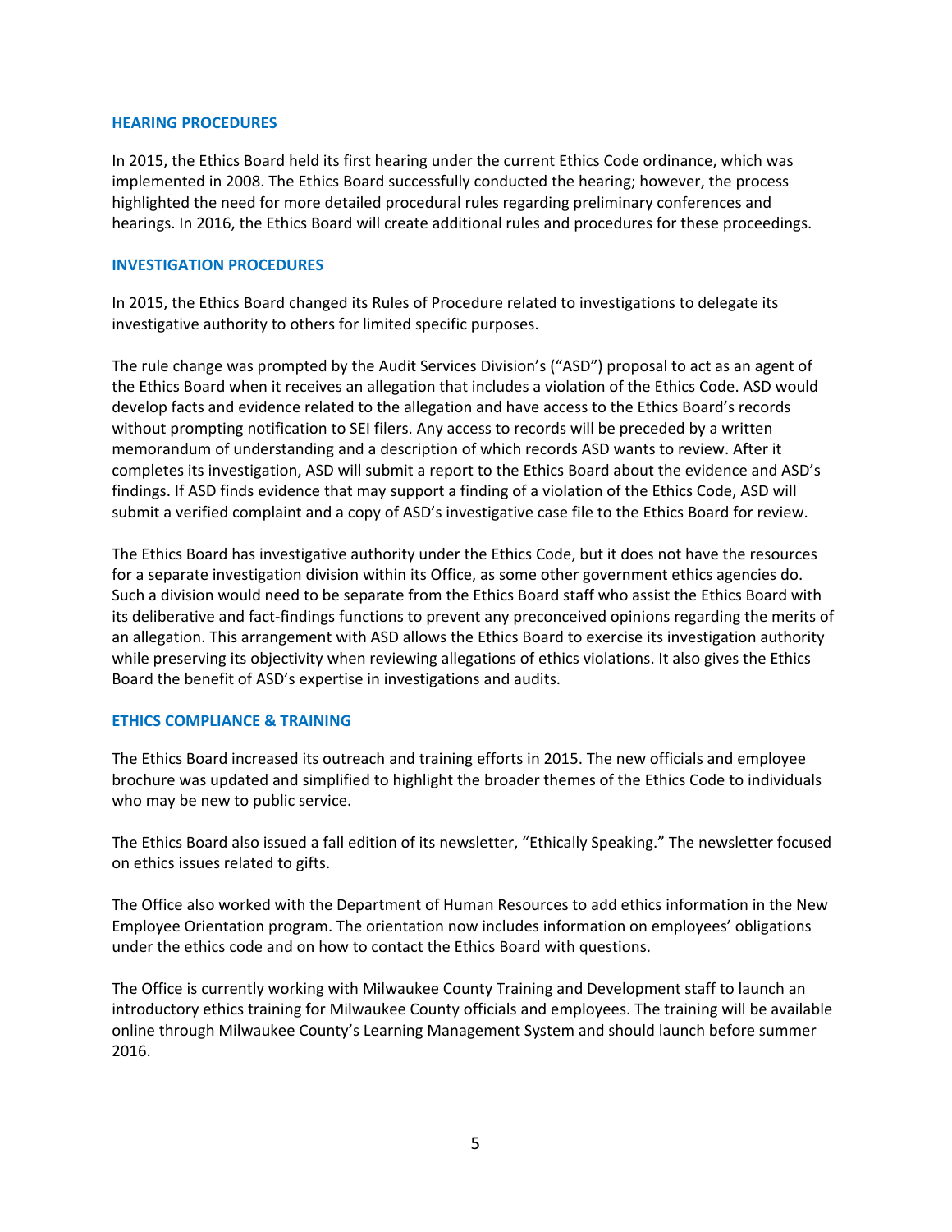## HEARING PROCEDURES

In 2015, the Ethics Board held its first hearing under the current Ethics Code ordinance, which was implemented in 2008. The Ethics Board successfully conducted the hearing; however, the process highlighted the need for more detailed procedural rules regarding preliminary conferences and hearings. In 2016, the Ethics Board will create additional rules and procedures for these proceedings.

## INVESTIGATION PROCEDURES

In 2015, the Ethics Board changed its Rules of Procedure related to investigations to delegate its investigative authority to others for limited specific purposes.

The rule change was prompted by the Audit Services Division's ("ASD") proposal to act as an agent of the Ethics Board when it receives an allegation that includes a violation of the Ethics Code. ASD would develop facts and evidence related to the allegation and have access to the Ethics Board's records without prompting notification to SEI filers. Any access to records will be preceded by a written memorandum of understanding and a description of which records ASD wants to review. After it completes its investigation, ASD will submit a report to the Ethics Board about the evidence and ASD's findings. If ASD finds evidence that may support a finding of a violation of the Ethics Code, ASD will submit a verified complaint and a copy of ASD's investigative case file to the Ethics Board for review.

The Ethics Board has investigative authority under the Ethics Code, but it does not have the resources for a separate investigation division within its Office, as some other government ethics agencies do. Such a division would need to be separate from the Ethics Board staff who assist the Ethics Board with its deliberative and fact-findings functions to prevent any preconceived opinions regarding the merits of an allegation. This arrangement with ASD allows the Ethics Board to exercise its investigation authority while preserving its objectivity when reviewing allegations of ethics violations. It also gives the Ethics Board the benefit of ASD's expertise in investigations and audits.

## ETHICS COMPLIANCE & TRAINING

The Ethics Board increased its outreach and training efforts in 2015. The new officials and employee brochure was updated and simplified to highlight the broader themes of the Ethics Code to individuals who may be new to public service.

The Ethics Board also issued a fall edition of its newsletter, "Ethically Speaking." The newsletter focused on ethics issues related to gifts.

The Office also worked with the Department of Human Resources to add ethics information in the New Employee Orientation program. The orientation now includes information on employees' obligations under the ethics code and on how to contact the Ethics Board with questions.

The Office is currently working with Milwaukee County Training and Development staff to launch an introductory ethics training for Milwaukee County officials and employees. The training will be available online through Milwaukee County's Learning Management System and should launch before summer 2016.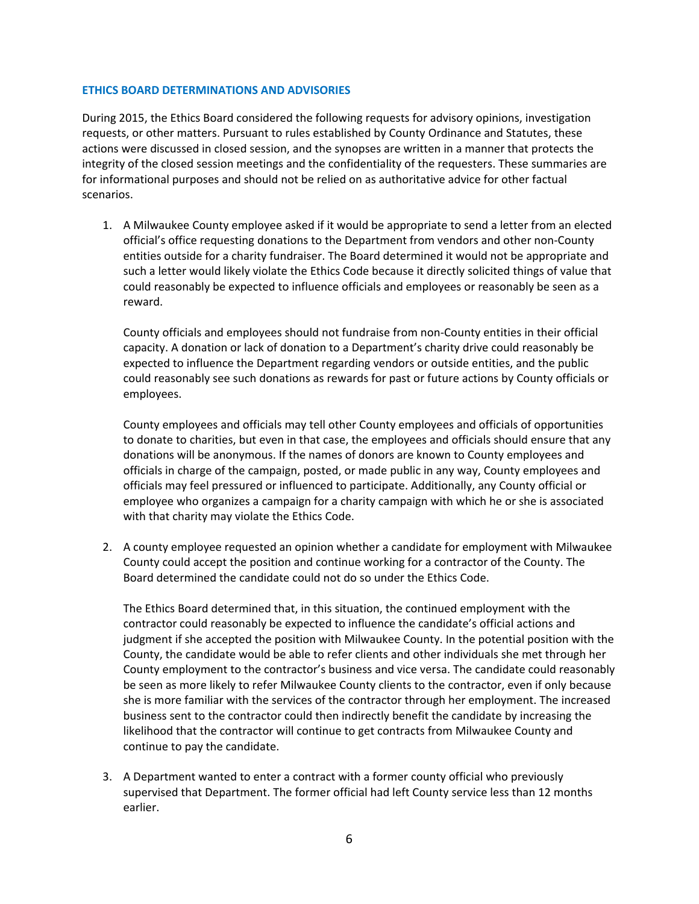## ETHICS BOARD DETERMINATIONS AND ADVISORIES

During 2015, the Ethics Board considered the following requests for advisory opinions, investigation requests, or other matters. Pursuant to rules established by County Ordinance and Statutes, these actions were discussed in closed session, and the synopses are written in a manner that protects the integrity of the closed session meetings and the confidentiality of the requesters. These summaries are for informational purposes and should not be relied on as authoritative advice for other factual scenarios.

1. A Milwaukee County employee asked if it would be appropriate to send a letter from an elected official's office requesting donations to the Department from vendors and other non-County entities outside for a charity fundraiser. The Board determined it would not be appropriate and such a letter would likely violate the Ethics Code because it directly solicited things of value that could reasonably be expected to influence officials and employees or reasonably be seen as a reward.

   County officials and employees should not fundraise from non-County entities in their official capacity. A donation or lack of donation to a Department's charity drive could reasonably be expected to influence the Department regarding vendors or outside entities, and the public could reasonably see such donations as rewards for past or future actions by County officials or employees.

   County employees and officials may tell other County employees and officials of opportunities to donate to charities, but even in that case, the employees and officials should ensure that any donations will be anonymous. If the names of donors are known to County employees and officials in charge of the campaign, posted, or made public in any way, County employees and officials may feel pressured or influenced to participate. Additionally, any County official or employee who organizes a campaign for a charity campaign with which he or she is associated with that charity may violate the Ethics Code.

2. A county employee requested an opinion whether a candidate for employment with Milwaukee County could accept the position and continue working for a contractor of the County. The Board determined the candidate could not do so under the Ethics Code.

   The Ethics Board determined that, in this situation, the continued employment with the contractor could reasonably be expected to influence the candidate's official actions and judgment if she accepted the position with Milwaukee County. In the potential position with the County, the candidate would be able to refer clients and other individuals she met through her County employment to the contractor's business and vice versa. The candidate could reasonably be seen as more likely to refer Milwaukee County clients to the contractor, even if only because she is more familiar with the services of the contractor through her employment. The increased business sent to the contractor could then indirectly benefit the candidate by increasing the likelihood that the contractor will continue to get contracts from Milwaukee County and continue to pay the candidate.

3. A Department wanted to enter a contract with a former county official who previously supervised that Department. The former official had left County service less than 12 months earlier.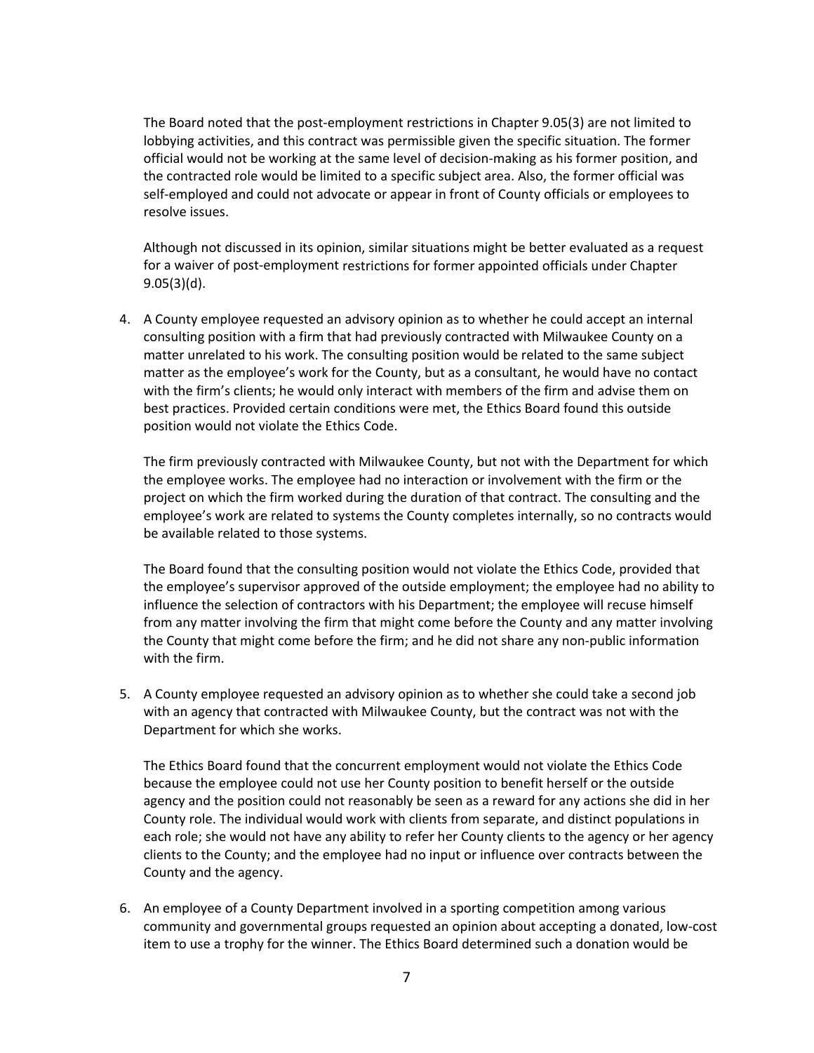The Board noted that the post-employment restrictions in Chapter 9.05(3) are not limited to lobbying activities, and this contract was permissible given the specific situation. The former official would not be working at the same level of decision-making as his former position, and the contracted role would be limited to a specific subject area. Also, the former official was self-employed and could not advocate or appear in front of County officials or employees to resolve issues.

Although not discussed in its opinion, similar situations might be better evaluated as a request for a waiver of post-employment restrictions for former appointed officials under Chapter 9.05(3)(d).

4. A County employee requested an advisory opinion as to whether he could accept an internal consulting position with a firm that had previously contracted with Milwaukee County on a matter unrelated to his work. The consulting position would be related to the same subject matter as the employee's work for the County, but as a consultant, he would have no contact with the firm's clients; he would only interact with members of the firm and advise them on best practices. Provided certain conditions were met, the Ethics Board found this outside position would not violate the Ethics Code.

   The firm previously contracted with Milwaukee County, but not with the Department for which the employee works. The employee had no interaction or involvement with the firm or the project on which the firm worked during the duration of that contract. The consulting and the employee's work are related to systems the County completes internally, so no contracts would be available related to those systems.

   The Board found that the consulting position would not violate the Ethics Code, provided that the employee's supervisor approved of the outside employment; the employee had no ability to influence the selection of contractors with his Department; the employee will recuse himself from any matter involving the firm that might come before the County and any matter involving the County that might come before the firm; and he did not share any non-public information with the firm.

5. A County employee requested an advisory opinion as to whether she could take a second job with an agency that contracted with Milwaukee County, but the contract was not with the Department for which she works.

   The Ethics Board found that the concurrent employment would not violate the Ethics Code because the employee could not use her County position to benefit herself or the outside agency and the position could not reasonably be seen as a reward for any actions she did in her County role. The individual would work with clients from separate, and distinct populations in each role; she would not have any ability to refer her County clients to the agency or her agency clients to the County; and the employee had no input or influence over contracts between the County and the agency.

6. An employee of a County Department involved in a sporting competition among various community and governmental groups requested an opinion about accepting a donated, low-cost item to use a trophy for the winner. The Ethics Board determined such a donation would be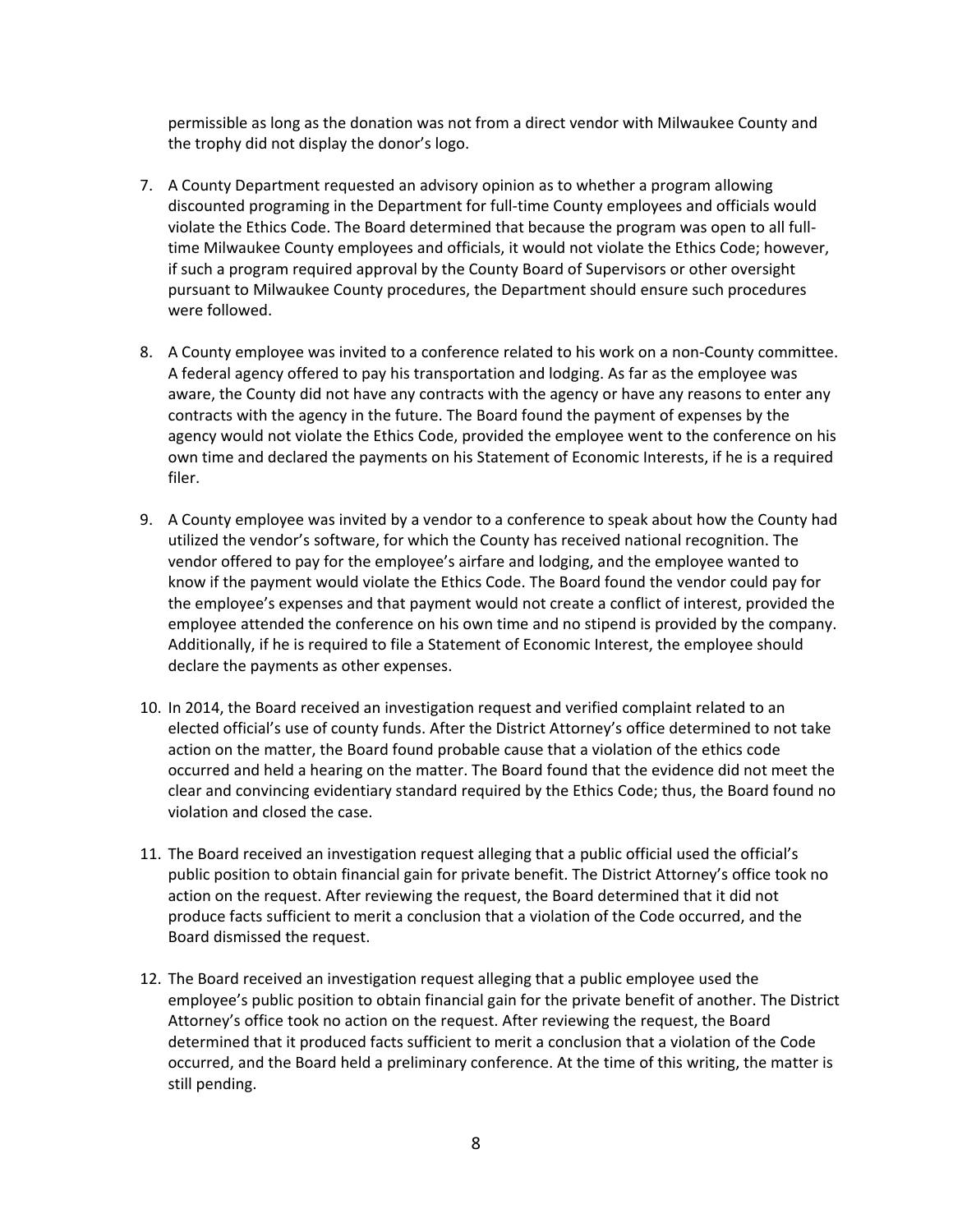permissible as long as the donation was not from a direct vendor with Milwaukee County and the trophy did not display the donor's logo.

7. A County Department requested an advisory opinion as to whether a program allowing discounted programing in the Department for full-time County employees and officials would violate the Ethics Code. The Board determined that because the program was open to all full-time Milwaukee County employees and officials, it would not violate the Ethics Code; however, if such a program required approval by the County Board of Supervisors or other oversight pursuant to Milwaukee County procedures, the Department should ensure such procedures were followed.

8. A County employee was invited to a conference related to his work on a non-County committee. A federal agency offered to pay his transportation and lodging. As far as the employee was aware, the County did not have any contracts with the agency or have any reasons to enter any contracts with the agency in the future. The Board found the payment of expenses by the agency would not violate the Ethics Code, provided the employee went to the conference on his own time and declared the payments on his Statement of Economic Interests, if he is a required filer.

9. A County employee was invited by a vendor to a conference to speak about how the County had utilized the vendor's software, for which the County has received national recognition. The vendor offered to pay for the employee's airfare and lodging, and the employee wanted to know if the payment would violate the Ethics Code. The Board found the vendor could pay for the employee's expenses and that payment would not create a conflict of interest, provided the employee attended the conference on his own time and no stipend is provided by the company. Additionally, if he is required to file a Statement of Economic Interest, the employee should declare the payments as other expenses.

10. In 2014, the Board received an investigation request and verified complaint related to an elected official's use of county funds. After the District Attorney's office determined to not take action on the matter, the Board found probable cause that a violation of the ethics code occurred and held a hearing on the matter. The Board found that the evidence did not meet the clear and convincing evidentiary standard required by the Ethics Code; thus, the Board found no violation and closed the case.

11. The Board received an investigation request alleging that a public official used the official's public position to obtain financial gain for private benefit. The District Attorney's office took no action on the request. After reviewing the request, the Board determined that it did not produce facts sufficient to merit a conclusion that a violation of the Code occurred, and the Board dismissed the request.

12. The Board received an investigation request alleging that a public employee used the employee's public position to obtain financial gain for the private benefit of another. The District Attorney's office took no action on the request. After reviewing the request, the Board determined that it produced facts sufficient to merit a conclusion that a violation of the Code occurred, and the Board held a preliminary conference. At the time of this writing, the matter is still pending.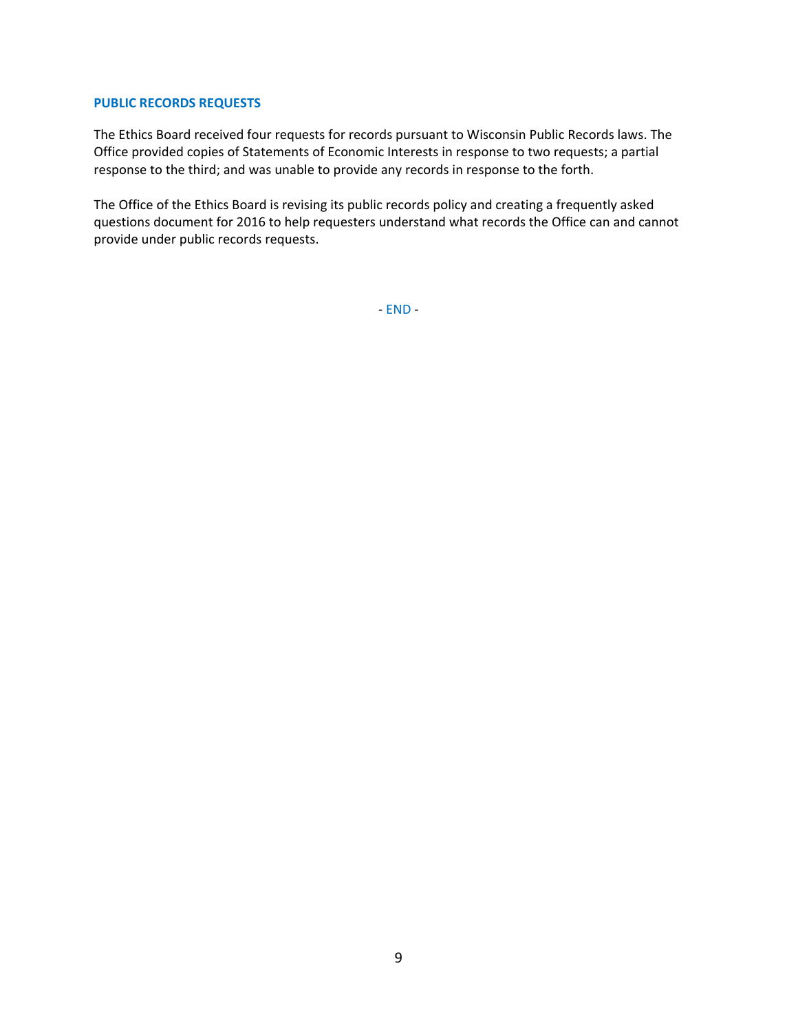## PUBLIC RECORDS REQUESTS

The Ethics Board received four requests for records pursuant to Wisconsin Public Records laws. The Office provided copies of Statements of Economic Interests in response to two requests; a partial response to the third; and was unable to provide any records in response to the forth.

The Office of the Ethics Board is revising its public records policy and creating a frequently asked questions document for 2016 to help requesters understand what records the Office can and cannot provide under public records requests.

- END -